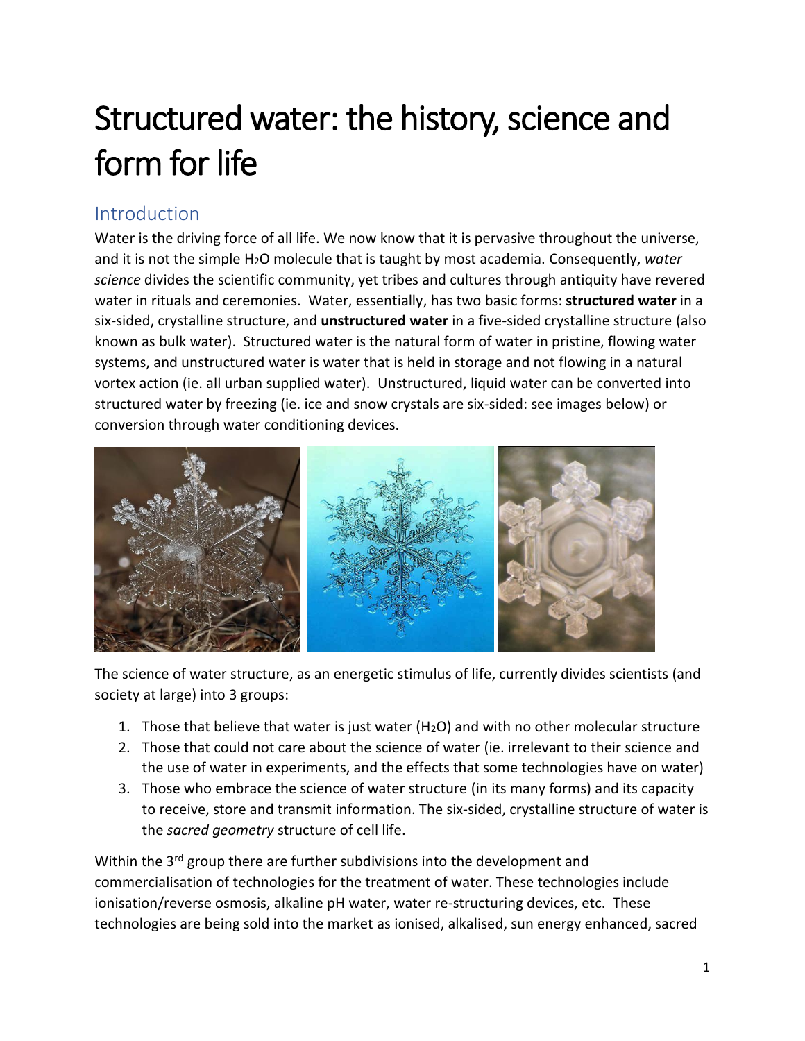# Structured water: the history, science and form for life

## Introduction

Water is the driving force of all life. We now know that it is pervasive throughout the universe, and it is not the simple $H_2O$ molecule that is taught by most academia. Consequently, *water science* divides the scientific community, yet tribes and cultures through antiquity have revered water in rituals and ceremonies. Water, essentially, has two basic forms: **structured water** in a six-sided, crystalline structure, and **unstructured water** in a five-sided crystalline structure (also known as bulk water). Structured water is the natural form of water in pristine, flowing water systems, and unstructured water is water that is held in storage and not flowing in a natural vortex action (ie. all urban supplied water). Unstructured, liquid water can be converted into structured water by freezing (ie. ice and snow crystals are six-sided: see images below) or conversion through water conditioning devices.

The science of water structure, as an energetic stimulus of life, currently divides scientists (and society at large) into 3 groups:

1. Those that believe that water is just water ($H_2O$) and with no other molecular structure
2. Those that could not care about the science of water (ie. irrelevant to their science and the use of water in experiments, and the effects that some technologies have on water)
3. Those who embrace the science of water structure (in its many forms) and its capacity to receive, store and transmit information. The six-sided, crystalline structure of water is the *sacred geometry* structure of cell life.

Within the 3rd group there are further subdivisions into the development and commercialisation of technologies for the treatment of water. These technologies include ionisation/reverse osmosis, alkaline pH water, water re-structuring devices, etc. These technologies are being sold into the market as ionised, alkalised, sun energy enhanced, sacred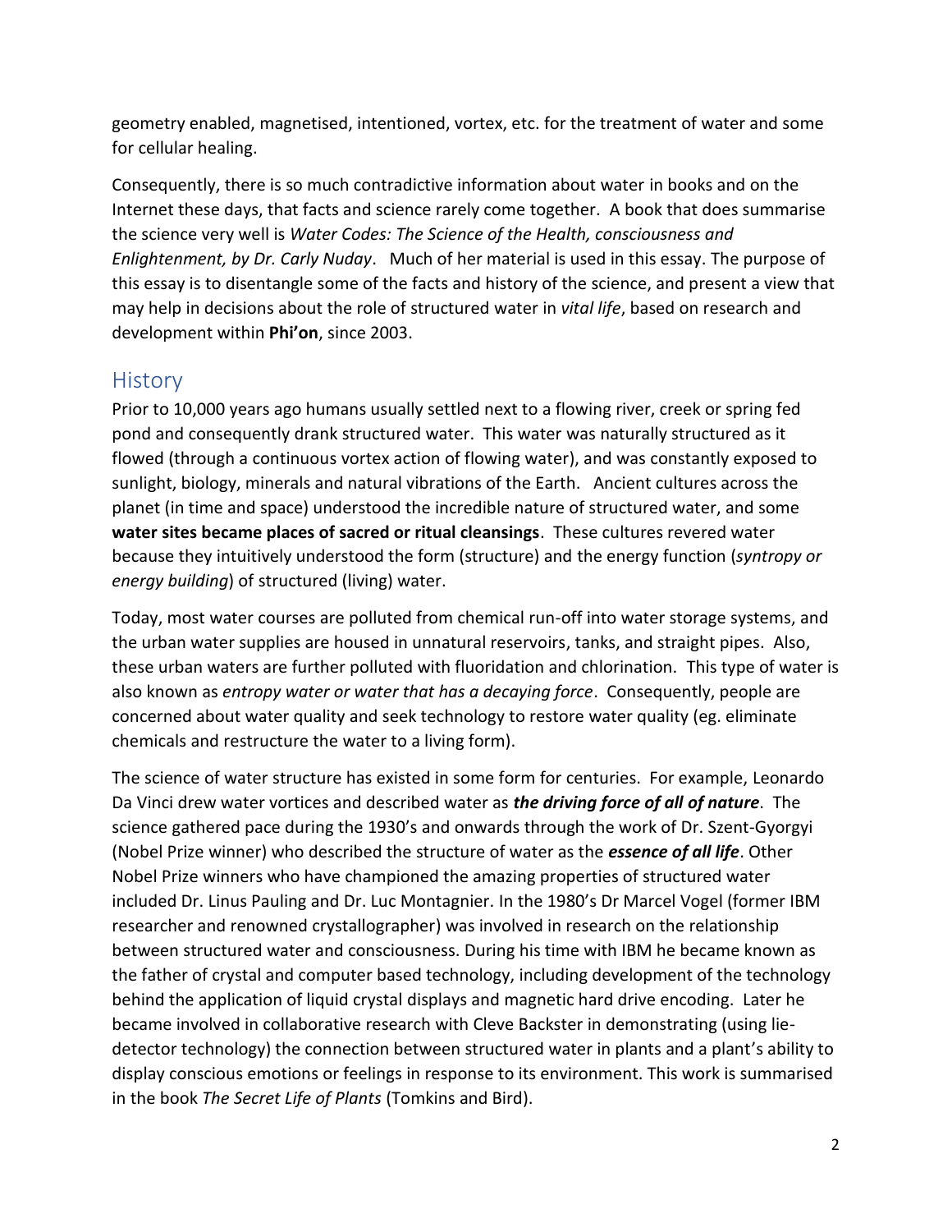geometry enabled, magnetised, intentioned, vortex, etc. for the treatment of water and some for cellular healing.

Consequently, there is so much contradictive information about water in books and on the Internet these days, that facts and science rarely come together. A book that does summarise the science very well is *Water Codes: The Science of the Health, consciousness and Enlightenment, by Dr. Carly Nuday*. Much of her material is used in this essay. The purpose of this essay is to disentangle some of the facts and history of the science, and present a view that may help in decisions about the role of structured water in *vital life*, based on research and development within **Phi'on**, since 2003.

## History

Prior to 10,000 years ago humans usually settled next to a flowing river, creek or spring fed pond and consequently drank structured water. This water was naturally structured as it flowed (through a continuous vortex action of flowing water), and was constantly exposed to sunlight, biology, minerals and natural vibrations of the Earth. Ancient cultures across the planet (in time and space) understood the incredible nature of structured water, and some **water sites became places of sacred or ritual cleansings**. These cultures revered water because they intuitively understood the form (structure) and the energy function (*syntropy or energy building*) of structured (living) water.

Today, most water courses are polluted from chemical run-off into water storage systems, and the urban water supplies are housed in unnatural reservoirs, tanks, and straight pipes. Also, these urban waters are further polluted with fluoridation and chlorination. This type of water is also known as *entropy water or water that has a decaying force*. Consequently, people are concerned about water quality and seek technology to restore water quality (eg. eliminate chemicals and restructure the water to a living form).

The science of water structure has existed in some form for centuries. For example, Leonardo Da Vinci drew water vortices and described water as ***the driving force of all of nature***. The science gathered pace during the 1930's and onwards through the work of Dr. Szent-Gyorgyi (Nobel Prize winner) who described the structure of water as the ***essence of all life***. Other Nobel Prize winners who have championed the amazing properties of structured water included Dr. Linus Pauling and Dr. Luc Montagnier. In the 1980's Dr Marcel Vogel (former IBM researcher and renowned crystallographer) was involved in research on the relationship between structured water and consciousness. During his time with IBM he became known as the father of crystal and computer based technology, including development of the technology behind the application of liquid crystal displays and magnetic hard drive encoding. Later he became involved in collaborative research with Cleve Backster in demonstrating (using lie-detector technology) the connection between structured water in plants and a plant's ability to display conscious emotions or feelings in response to its environment. This work is summarised in the book *The Secret Life of Plants* (Tomkins and Bird).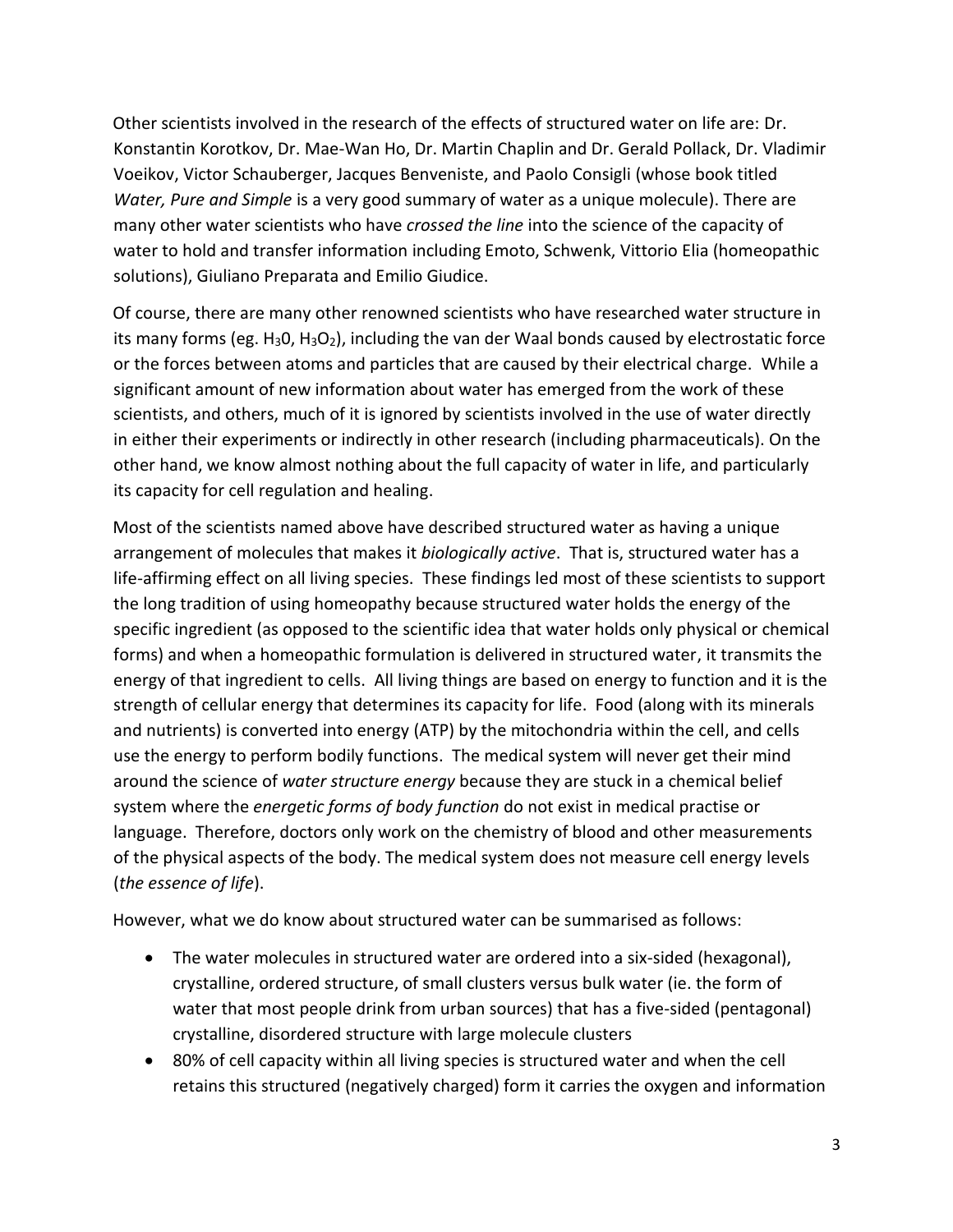Other scientists involved in the research of the effects of structured water on life are: Dr. Konstantin Korotkov, Dr. Mae-Wan Ho, Dr. Martin Chaplin and Dr. Gerald Pollack, Dr. Vladimir Voeikov, Victor Schauberger, Jacques Benveniste, and Paolo Consigli (whose book titled *Water, Pure and Simple* is a very good summary of water as a unique molecule). There are many other water scientists who have *crossed the line* into the science of the capacity of water to hold and transfer information including Emoto, Schwenk, Vittorio Elia (homeopathic solutions), Giuliano Preparata and Emilio Giudice.

Of course, there are many other renowned scientists who have researched water structure in its many forms (eg. $H_30$, $H_3O_2$), including the van der Waal bonds caused by electrostatic force or the forces between atoms and particles that are caused by their electrical charge. While a significant amount of new information about water has emerged from the work of these scientists, and others, much of it is ignored by scientists involved in the use of water directly in either their experiments or indirectly in other research (including pharmaceuticals). On the other hand, we know almost nothing about the full capacity of water in life, and particularly its capacity for cell regulation and healing.

Most of the scientists named above have described structured water as having a unique arrangement of molecules that makes it *biologically active*. That is, structured water has a life-affirming effect on all living species. These findings led most of these scientists to support the long tradition of using homeopathy because structured water holds the energy of the specific ingredient (as opposed to the scientific idea that water holds only physical or chemical forms) and when a homeopathic formulation is delivered in structured water, it transmits the energy of that ingredient to cells. All living things are based on energy to function and it is the strength of cellular energy that determines its capacity for life. Food (along with its minerals and nutrients) is converted into energy (ATP) by the mitochondria within the cell, and cells use the energy to perform bodily functions. The medical system will never get their mind around the science of *water structure energy* because they are stuck in a chemical belief system where the *energetic forms of body function* do not exist in medical practise or language. Therefore, doctors only work on the chemistry of blood and other measurements of the physical aspects of the body. The medical system does not measure cell energy levels (*the essence of life*).

However, what we do know about structured water can be summarised as follows:

- The water molecules in structured water are ordered into a six-sided (hexagonal), crystalline, ordered structure, of small clusters versus bulk water (ie. the form of water that most people drink from urban sources) that has a five-sided (pentagonal) crystalline, disordered structure with large molecule clusters
- 80% of cell capacity within all living species is structured water and when the cell retains this structured (negatively charged) form it carries the oxygen and information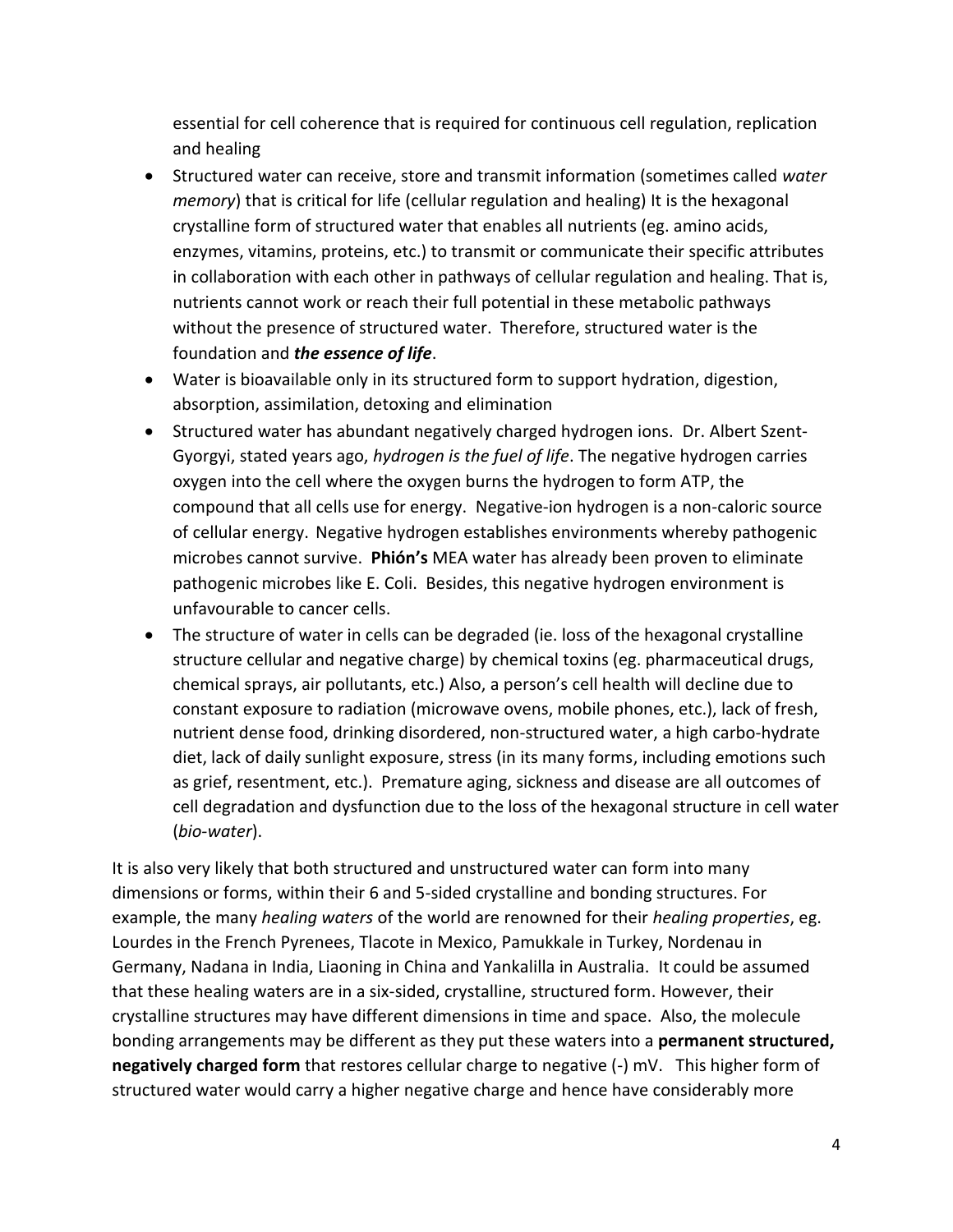essential for cell coherence that is required for continuous cell regulation, replication and healing

- Structured water can receive, store and transmit information (sometimes called *water memory*) that is critical for life (cellular regulation and healing) It is the hexagonal crystalline form of structured water that enables all nutrients (eg. amino acids, enzymes, vitamins, proteins, etc.) to transmit or communicate their specific attributes in collaboration with each other in pathways of cellular regulation and healing. That is, nutrients cannot work or reach their full potential in these metabolic pathways without the presence of structured water. Therefore, structured water is the foundation and ***the essence of life***.
- Water is bioavailable only in its structured form to support hydration, digestion, absorption, assimilation, detoxing and elimination
- Structured water has abundant negatively charged hydrogen ions. Dr. Albert Szent-Gyorgyi, stated years ago, *hydrogen is the fuel of life*. The negative hydrogen carries oxygen into the cell where the oxygen burns the hydrogen to form ATP, the compound that all cells use for energy. Negative-ion hydrogen is a non-caloric source of cellular energy. Negative hydrogen establishes environments whereby pathogenic microbes cannot survive. **Phión's** MEA water has already been proven to eliminate pathogenic microbes like E. Coli. Besides, this negative hydrogen environment is unfavourable to cancer cells.
- The structure of water in cells can be degraded (ie. loss of the hexagonal crystalline structure cellular and negative charge) by chemical toxins (eg. pharmaceutical drugs, chemical sprays, air pollutants, etc.) Also, a person's cell health will decline due to constant exposure to radiation (microwave ovens, mobile phones, etc.), lack of fresh, nutrient dense food, drinking disordered, non-structured water, a high carbo-hydrate diet, lack of daily sunlight exposure, stress (in its many forms, including emotions such as grief, resentment, etc.). Premature aging, sickness and disease are all outcomes of cell degradation and dysfunction due to the loss of the hexagonal structure in cell water (*bio-water*).

It is also very likely that both structured and unstructured water can form into many dimensions or forms, within their 6 and 5-sided crystalline and bonding structures. For example, the many *healing waters* of the world are renowned for their *healing properties*, eg. Lourdes in the French Pyrenees, Tlacote in Mexico, Pamukkale in Turkey, Nordenau in Germany, Nadana in India, Liaoning in China and Yankalilla in Australia. It could be assumed that these healing waters are in a six-sided, crystalline, structured form. However, their crystalline structures may have different dimensions in time and space. Also, the molecule bonding arrangements may be different as they put these waters into a **permanent structured, negatively charged form** that restores cellular charge to negative (-) mV. This higher form of structured water would carry a higher negative charge and hence have considerably more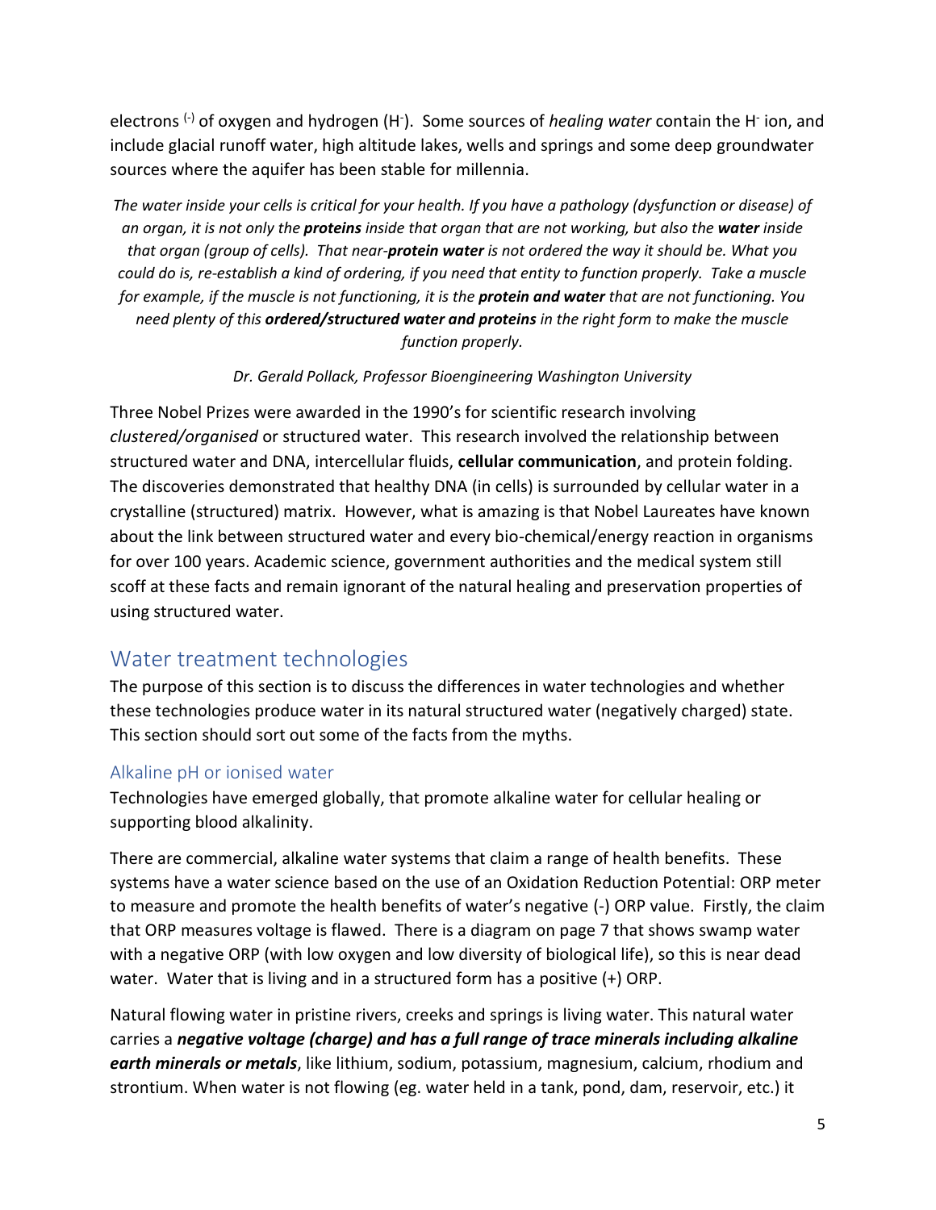electrons $^{(-)}$ of oxygen and hydrogen ($H^-$). Some sources of *healing water* contain the $H^-$ ion, and include glacial runoff water, high altitude lakes, wells and springs and some deep groundwater sources where the aquifer has been stable for millennia.

*The water inside your cells is critical for your health. If you have a pathology (dysfunction or disease) of an organ, it is not only the **proteins** inside that organ that are not working, but also the **water** inside that organ (group of cells). That near-**protein water** is not ordered the way it should be. What you could do is, re-establish a kind of ordering, if you need that entity to function properly. Take a muscle for example, if the muscle is not functioning, it is the **protein and water** that are not functioning. You need plenty of this **ordered/structured water and proteins** in the right form to make the muscle function properly.*

*Dr. Gerald Pollack, Professor Bioengineering Washington University*

Three Nobel Prizes were awarded in the 1990's for scientific research involving *clustered/organised* or structured water. This research involved the relationship between structured water and DNA, intercellular fluids, **cellular communication**, and protein folding. The discoveries demonstrated that healthy DNA (in cells) is surrounded by cellular water in a crystalline (structured) matrix. However, what is amazing is that Nobel Laureates have known about the link between structured water and every bio-chemical/energy reaction in organisms for over 100 years. Academic science, government authorities and the medical system still scoff at these facts and remain ignorant of the natural healing and preservation properties of using structured water.

## Water treatment technologies

The purpose of this section is to discuss the differences in water technologies and whether these technologies produce water in its natural structured water (negatively charged) state. This section should sort out some of the facts from the myths.

### Alkaline pH or ionised water

Technologies have emerged globally, that promote alkaline water for cellular healing or supporting blood alkalinity.

There are commercial, alkaline water systems that claim a range of health benefits. These systems have a water science based on the use of an Oxidation Reduction Potential: ORP meter to measure and promote the health benefits of water's negative (-) ORP value. Firstly, the claim that ORP measures voltage is flawed. There is a diagram on page 7 that shows swamp water with a negative ORP (with low oxygen and low diversity of biological life), so this is near dead water. Water that is living and in a structured form has a positive (+) ORP.

Natural flowing water in pristine rivers, creeks and springs is living water. This natural water carries a ***negative voltage (charge) and has a full range of trace minerals including alkaline earth minerals or metals***, like lithium, sodium, potassium, magnesium, calcium, rhodium and strontium. When water is not flowing (eg. water held in a tank, pond, dam, reservoir, etc.) it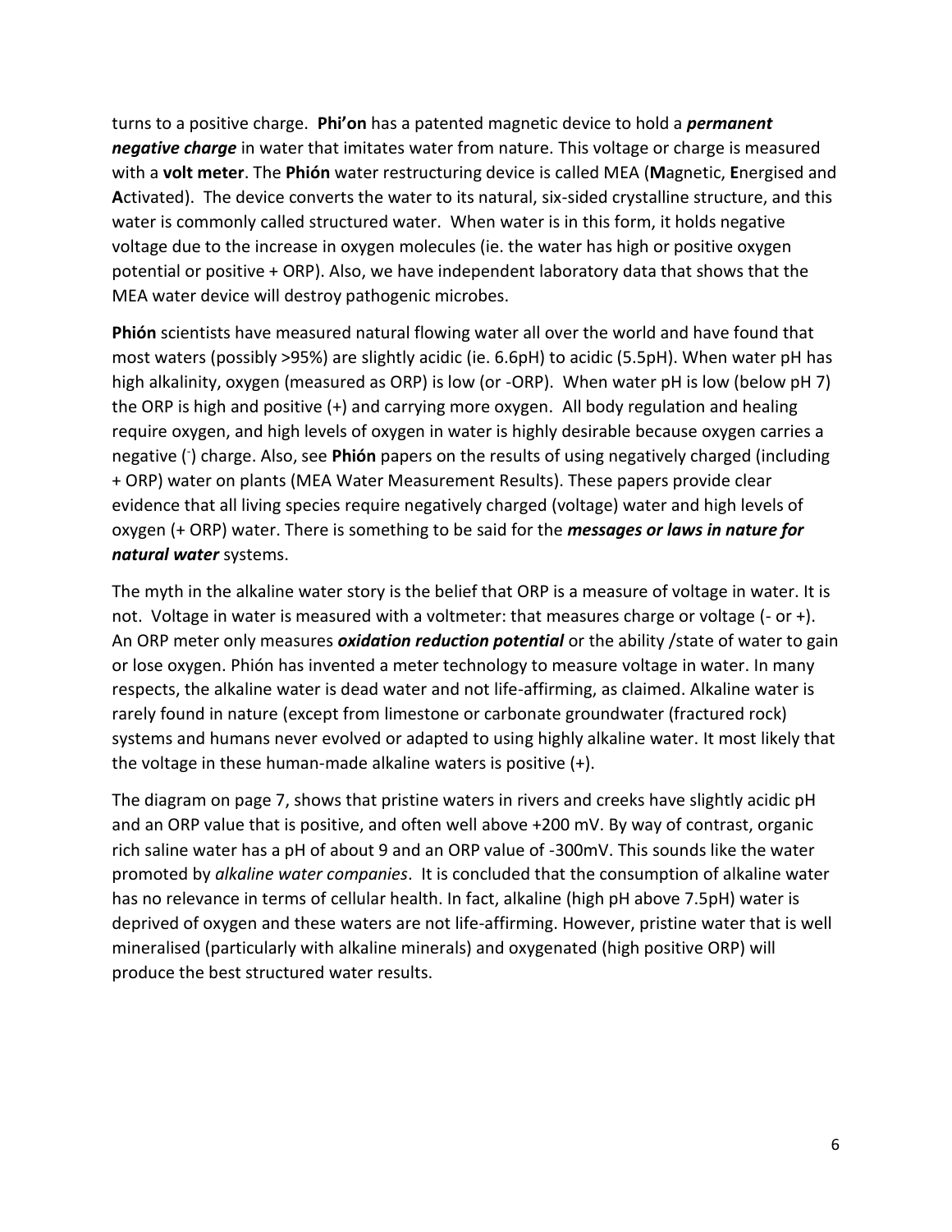turns to a positive charge. **Phi'on** has a patented magnetic device to hold a ***permanent negative charge*** in water that imitates water from nature. This voltage or charge is measured with a **volt meter**. The **Phión** water restructuring device is called MEA (**M**agnetic, **E**nergised and **A**ctivated). The device converts the water to its natural, six-sided crystalline structure, and this water is commonly called structured water. When water is in this form, it holds negative voltage due to the increase in oxygen molecules (ie. the water has high or positive oxygen potential or positive + ORP). Also, we have independent laboratory data that shows that the MEA water device will destroy pathogenic microbes.

**Phión** scientists have measured natural flowing water all over the world and have found that most waters (possibly >95%) are slightly acidic (ie. 6.6pH) to acidic (5.5pH). When water pH has high alkalinity, oxygen (measured as ORP) is low (or -ORP). When water pH is low (below pH 7) the ORP is high and positive (+) and carrying more oxygen. All body regulation and healing require oxygen, and high levels of oxygen in water is highly desirable because oxygen carries a negative ($^-$) charge. Also, see **Phión** papers on the results of using negatively charged (including + ORP) water on plants (MEA Water Measurement Results). These papers provide clear evidence that all living species require negatively charged (voltage) water and high levels of oxygen (+ ORP) water. There is something to be said for the ***messages or laws in nature for natural water*** systems.

The myth in the alkaline water story is the belief that ORP is a measure of voltage in water. It is not. Voltage in water is measured with a voltmeter: that measures charge or voltage (- or +). An ORP meter only measures ***oxidation reduction potential*** or the ability /state of water to gain or lose oxygen. Phión has invented a meter technology to measure voltage in water. In many respects, the alkaline water is dead water and not life-affirming, as claimed. Alkaline water is rarely found in nature (except from limestone or carbonate groundwater (fractured rock) systems and humans never evolved or adapted to using highly alkaline water. It most likely that the voltage in these human-made alkaline waters is positive (+).

The diagram on page 7, shows that pristine waters in rivers and creeks have slightly acidic pH and an ORP value that is positive, and often well above +200 mV. By way of contrast, organic rich saline water has a pH of about 9 and an ORP value of -300mV. This sounds like the water promoted by *alkaline water companies*. It is concluded that the consumption of alkaline water has no relevance in terms of cellular health. In fact, alkaline (high pH above 7.5pH) water is deprived of oxygen and these waters are not life-affirming. However, pristine water that is well mineralised (particularly with alkaline minerals) and oxygenated (high positive ORP) will produce the best structured water results.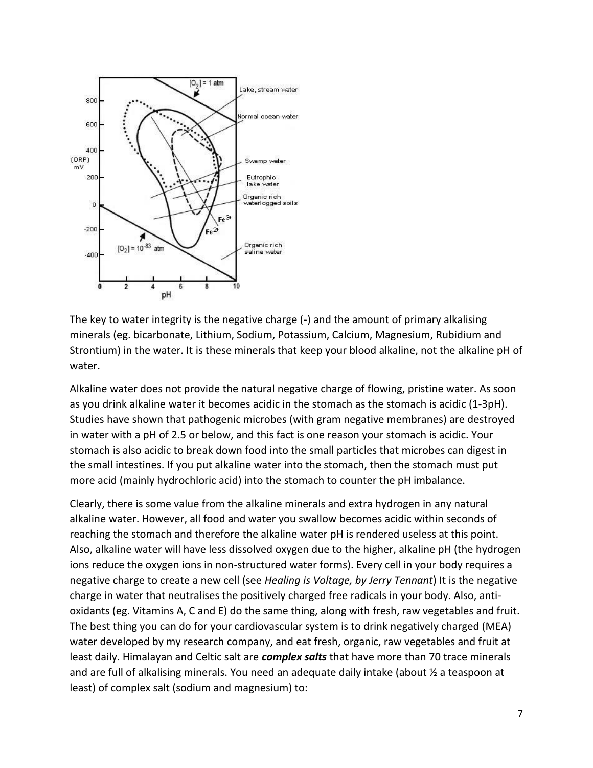The key to water integrity is the negative charge (-) and the amount of primary alkalising minerals (eg. bicarbonate, Lithium, Sodium, Potassium, Calcium, Magnesium, Rubidium and Strontium) in the water. It is these minerals that keep your blood alkaline, not the alkaline pH of water.

Alkaline water does not provide the natural negative charge of flowing, pristine water. As soon as you drink alkaline water it becomes acidic in the stomach as the stomach is acidic (1-3pH). Studies have shown that pathogenic microbes (with gram negative membranes) are destroyed in water with a pH of 2.5 or below, and this fact is one reason your stomach is acidic. Your stomach is also acidic to break down food into the small particles that microbes can digest in the small intestines. If you put alkaline water into the stomach, then the stomach must put more acid (mainly hydrochloric acid) into the stomach to counter the pH imbalance.

Clearly, there is some value from the alkaline minerals and extra hydrogen in any natural alkaline water. However, all food and water you swallow becomes acidic within seconds of reaching the stomach and therefore the alkaline water pH is rendered useless at this point. Also, alkaline water will have less dissolved oxygen due to the higher, alkaline pH (the hydrogen ions reduce the oxygen ions in non-structured water forms). Every cell in your body requires a negative charge to create a new cell (see *Healing is Voltage, by Jerry Tennant*) It is the negative charge in water that neutralises the positively charged free radicals in your body. Also, anti-oxidants (eg. Vitamins A, C and E) do the same thing, along with fresh, raw vegetables and fruit. The best thing you can do for your cardiovascular system is to drink negatively charged (MEA) water developed by my research company, and eat fresh, organic, raw vegetables and fruit at least daily. Himalayan and Celtic salt are ***complex salts*** that have more than 70 trace minerals and are full of alkalising minerals. You need an adequate daily intake (about ½ a teaspoon at least) of complex salt (sodium and magnesium) to: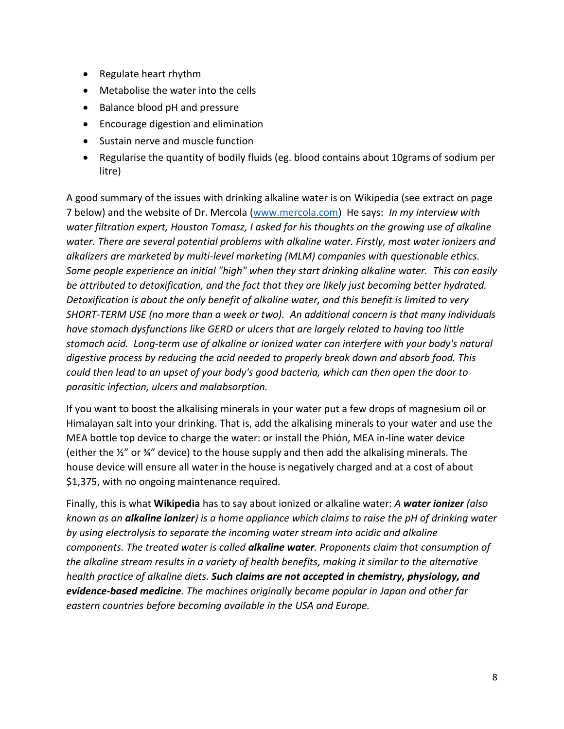- Regulate heart rhythm
- Metabolise the water into the cells
- Balance blood pH and pressure
- Encourage digestion and elimination
- Sustain nerve and muscle function
- Regularise the quantity of bodily fluids (eg. blood contains about 10grams of sodium per litre)

A good summary of the issues with drinking alkaline water is on Wikipedia (see extract on page 7 below) and the website of Dr. Mercola (www.mercola.com) He says: *In my interview with water filtration expert, Houston Tomasz, I asked for his thoughts on the growing use of alkaline water. There are several potential problems with alkaline water. Firstly, most water ionizers and alkalizers are marketed by multi-level marketing (MLM) companies with questionable ethics. Some people experience an initial "high" when they start drinking alkaline water. This can easily be attributed to detoxification, and the fact that they are likely just becoming better hydrated. Detoxification is about the only benefit of alkaline water, and this benefit is limited to very SHORT-TERM USE (no more than a week or two). An additional concern is that many individuals have stomach dysfunctions like GERD or ulcers that are largely related to having too little stomach acid. Long-term use of alkaline or ionized water can interfere with your body's natural digestive process by reducing the acid needed to properly break down and absorb food. This could then lead to an upset of your body's good bacteria, which can then open the door to parasitic infection, ulcers and malabsorption.*

If you want to boost the alkalising minerals in your water put a few drops of magnesium oil or Himalayan salt into your drinking. That is, add the alkalising minerals to your water and use the MEA bottle top device to charge the water: or install the Phión, MEA in-line water device (either the ½" or ¾" device) to the house supply and then add the alkalising minerals. The house device will ensure all water in the house is negatively charged and at a cost of about $1,375, with no ongoing maintenance required.

Finally, this is what **Wikipedia** has to say about ionized or alkaline water: *A **water ionizer** (also known as an **alkaline ionizer**) is a home appliance which claims to raise the pH of drinking water by using electrolysis to separate the incoming water stream into acidic and alkaline components. The treated water is called **alkaline water**. Proponents claim that consumption of the alkaline stream results in a variety of health benefits, making it similar to the alternative health practice of alkaline diets. **Such claims are not accepted in chemistry, physiology, and evidence-based medicine**. The machines originally became popular in Japan and other far eastern countries before becoming available in the USA and Europe.*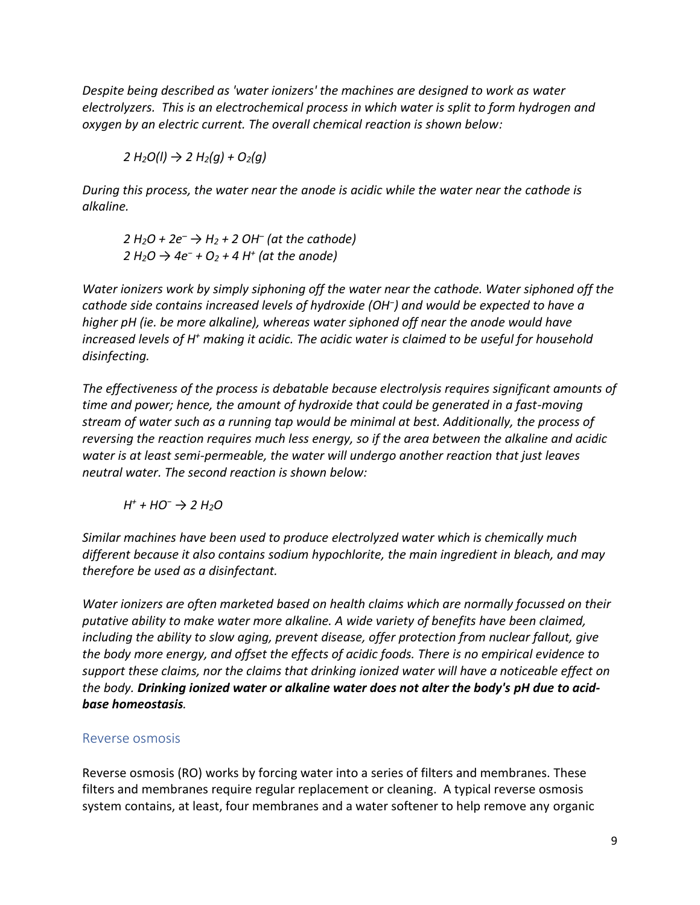*Despite being described as 'water ionizers' the machines are designed to work as water electrolyzers. This is an electrochemical process in which water is split to form hydrogen and oxygen by an electric current. The overall chemical reaction is shown below:*

$$2\ H_2O(l) \rightarrow 2\ H_2(g) + O_2(g)$$

*During this process, the water near the anode is acidic while the water near the cathode is alkaline.*

$$2\ H_2O + 2e^- \rightarrow H_2 + 2\ OH^- \text{ (at the cathode)}$$
$$2\ H_2O \rightarrow 4e^- + O_2 + 4\ H^+ \text{ (at the anode)}$$

*Water ionizers work by simply siphoning off the water near the cathode. Water siphoned off the cathode side contains increased levels of hydroxide ($OH^-$) and would be expected to have a higher pH (ie. be more alkaline), whereas water siphoned off near the anode would have increased levels of $H^+$ making it acidic. The acidic water is claimed to be useful for household disinfecting.*

*The effectiveness of the process is debatable because electrolysis requires significant amounts of time and power; hence, the amount of hydroxide that could be generated in a fast-moving stream of water such as a running tap would be minimal at best. Additionally, the process of reversing the reaction requires much less energy, so if the area between the alkaline and acidic water is at least semi-permeable, the water will undergo another reaction that just leaves neutral water. The second reaction is shown below:*

$$H^+ + HO^- \rightarrow 2\ H_2O$$

*Similar machines have been used to produce electrolyzed water which is chemically much different because it also contains sodium hypochlorite, the main ingredient in bleach, and may therefore be used as a disinfectant.*

*Water ionizers are often marketed based on health claims which are normally focussed on their putative ability to make water more alkaline. A wide variety of benefits have been claimed, including the ability to slow aging, prevent disease, offer protection from nuclear fallout, give the body more energy, and offset the effects of acidic foods. There is no empirical evidence to support these claims, nor the claims that drinking ionized water will have a noticeable effect on the body.* ***Drinking ionized water or alkaline water does not alter the body's pH due to acid-base homeostasis****.*

## Reverse osmosis

Reverse osmosis (RO) works by forcing water into a series of filters and membranes. These filters and membranes require regular replacement or cleaning. A typical reverse osmosis system contains, at least, four membranes and a water softener to help remove any organic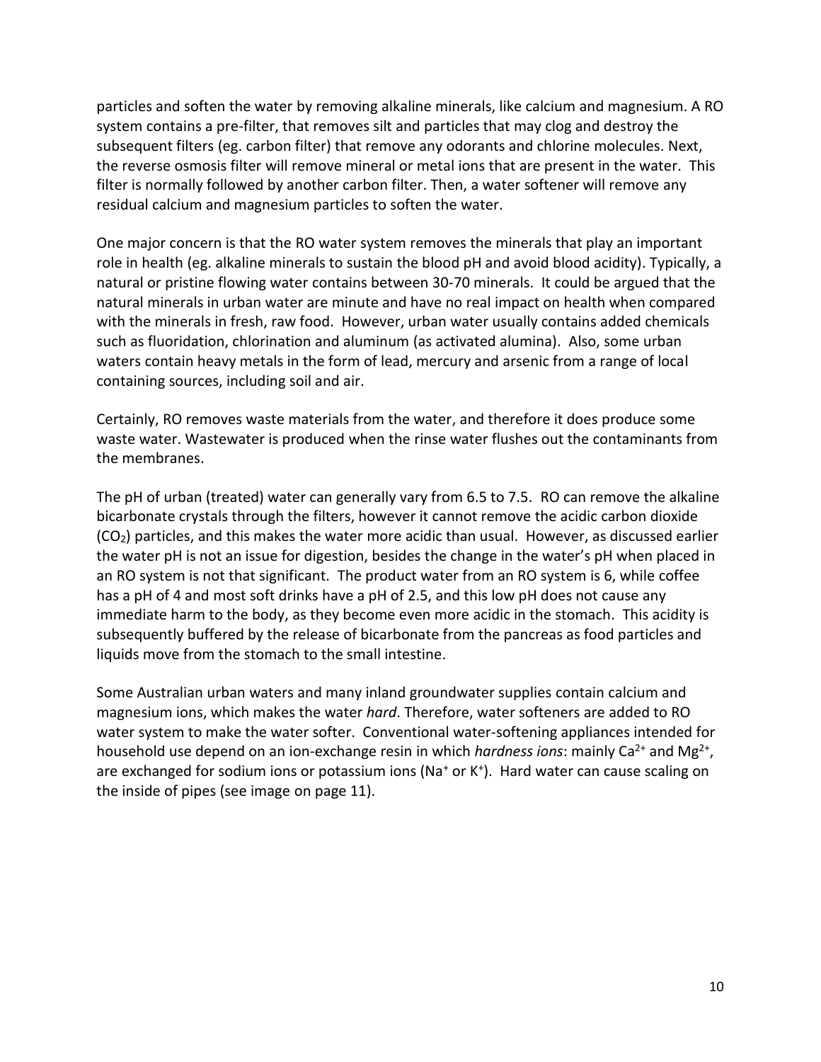particles and soften the water by removing alkaline minerals, like calcium and magnesium. A RO system contains a pre-filter, that removes silt and particles that may clog and destroy the subsequent filters (eg. carbon filter) that remove any odorants and chlorine molecules. Next, the reverse osmosis filter will remove mineral or metal ions that are present in the water. This filter is normally followed by another carbon filter. Then, a water softener will remove any residual calcium and magnesium particles to soften the water.

One major concern is that the RO water system removes the minerals that play an important role in health (eg. alkaline minerals to sustain the blood pH and avoid blood acidity). Typically, a natural or pristine flowing water contains between 30-70 minerals. It could be argued that the natural minerals in urban water are minute and have no real impact on health when compared with the minerals in fresh, raw food. However, urban water usually contains added chemicals such as fluoridation, chlorination and aluminum (as activated alumina). Also, some urban waters contain heavy metals in the form of lead, mercury and arsenic from a range of local containing sources, including soil and air.

Certainly, RO removes waste materials from the water, and therefore it does produce some waste water. Wastewater is produced when the rinse water flushes out the contaminants from the membranes.

The pH of urban (treated) water can generally vary from 6.5 to 7.5. RO can remove the alkaline bicarbonate crystals through the filters, however it cannot remove the acidic carbon dioxide ($CO_2$) particles, and this makes the water more acidic than usual. However, as discussed earlier the water pH is not an issue for digestion, besides the change in the water's pH when placed in an RO system is not that significant. The product water from an RO system is 6, while coffee has a pH of 4 and most soft drinks have a pH of 2.5, and this low pH does not cause any immediate harm to the body, as they become even more acidic in the stomach. This acidity is subsequently buffered by the release of bicarbonate from the pancreas as food particles and liquids move from the stomach to the small intestine.

Some Australian urban waters and many inland groundwater supplies contain calcium and magnesium ions, which makes the water *hard*. Therefore, water softeners are added to RO water system to make the water softer. Conventional water-softening appliances intended for household use depend on an ion-exchange resin in which *hardness ions*: mainly $Ca^{2+}$ and $Mg^{2+}$, are exchanged for sodium ions or potassium ions ($Na^+$ or $K^+$). Hard water can cause scaling on the inside of pipes (see image on page 11).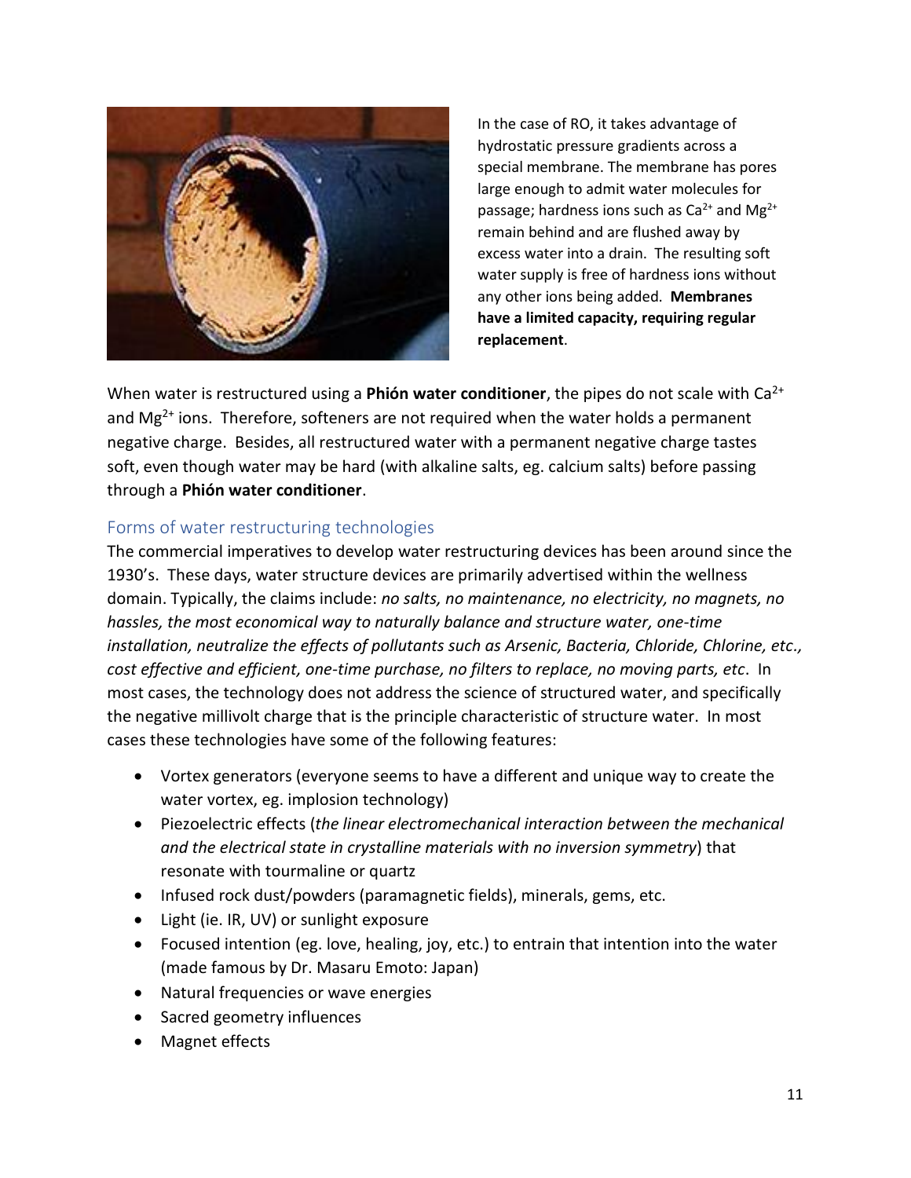In the case of RO, it takes advantage of hydrostatic pressure gradients across a special membrane. The membrane has pores large enough to admit water molecules for passage; hardness ions such as $Ca^{2+}$ and $Mg^{2+}$ remain behind and are flushed away by excess water into a drain. The resulting soft water supply is free of hardness ions without any other ions being added. **Membranes have a limited capacity, requiring regular replacement**.

When water is restructured using a **Phión water conditioner**, the pipes do not scale with $Ca^{2+}$ and $Mg^{2+}$ ions. Therefore, softeners are not required when the water holds a permanent negative charge. Besides, all restructured water with a permanent negative charge tastes soft, even though water may be hard (with alkaline salts, eg. calcium salts) before passing through a **Phión water conditioner**.

## Forms of water restructuring technologies

The commercial imperatives to develop water restructuring devices has been around since the 1930's. These days, water structure devices are primarily advertised within the wellness domain. Typically, the claims include: *no salts, no maintenance, no electricity, no magnets, no hassles, the most economical way to naturally balance and structure water, one-time installation, neutralize the effects of pollutants such as Arsenic, Bacteria, Chloride, Chlorine, etc., cost effective and efficient, one-time purchase, no filters to replace, no moving parts, etc*. In most cases, the technology does not address the science of structured water, and specifically the negative millivolt charge that is the principle characteristic of structure water. In most cases these technologies have some of the following features:

- Vortex generators (everyone seems to have a different and unique way to create the water vortex, eg. implosion technology)
- Piezoelectric effects (*the linear electromechanical interaction between the mechanical and the electrical state in crystalline materials with no inversion symmetry*) that resonate with tourmaline or quartz
- Infused rock dust/powders (paramagnetic fields), minerals, gems, etc.
- Light (ie. IR, UV) or sunlight exposure
- Focused intention (eg. love, healing, joy, etc.) to entrain that intention into the water (made famous by Dr. Masaru Emoto: Japan)
- Natural frequencies or wave energies
- Sacred geometry influences
- Magnet effects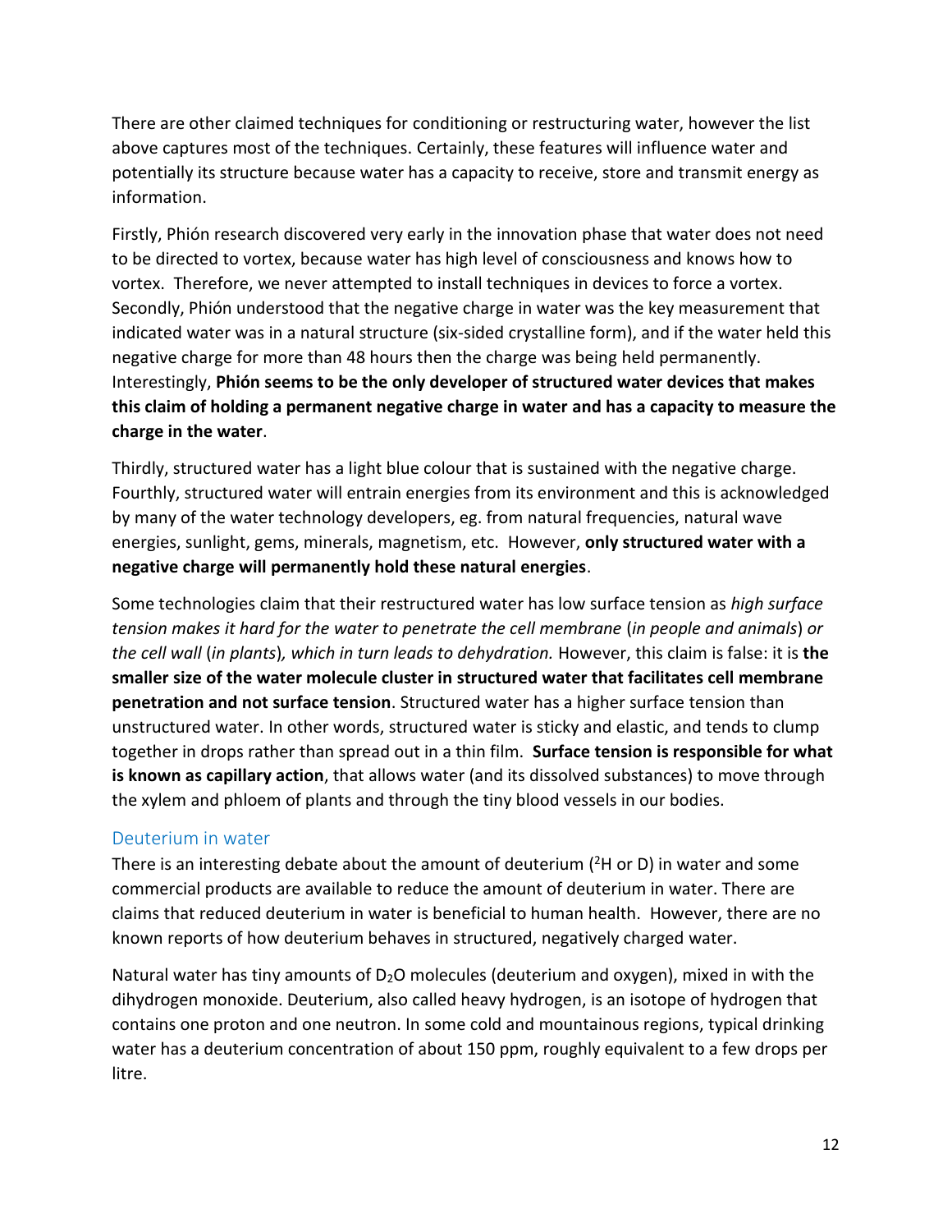There are other claimed techniques for conditioning or restructuring water, however the list above captures most of the techniques. Certainly, these features will influence water and potentially its structure because water has a capacity to receive, store and transmit energy as information.

Firstly, Phión research discovered very early in the innovation phase that water does not need to be directed to vortex, because water has high level of consciousness and knows how to vortex. Therefore, we never attempted to install techniques in devices to force a vortex. Secondly, Phión understood that the negative charge in water was the key measurement that indicated water was in a natural structure (six-sided crystalline form), and if the water held this negative charge for more than 48 hours then the charge was being held permanently. Interestingly, **Phión seems to be the only developer of structured water devices that makes this claim of holding a permanent negative charge in water and has a capacity to measure the charge in the water**.

Thirdly, structured water has a light blue colour that is sustained with the negative charge. Fourthly, structured water will entrain energies from its environment and this is acknowledged by many of the water technology developers, eg. from natural frequencies, natural wave energies, sunlight, gems, minerals, magnetism, etc. However, **only structured water with a negative charge will permanently hold these natural energies**.

Some technologies claim that their restructured water has low surface tension as *high surface tension makes it hard for the water to penetrate the cell membrane* (*in people and animals*) *or the cell wall* (*in plants*)*, which in turn leads to dehydration.* However, this claim is false: it is **the smaller size of the water molecule cluster in structured water that facilitates cell membrane penetration and not surface tension**. Structured water has a higher surface tension than unstructured water. In other words, structured water is sticky and elastic, and tends to clump together in drops rather than spread out in a thin film. **Surface tension is responsible for what is known as capillary action**, that allows water (and its dissolved substances) to move through the xylem and phloem of plants and through the tiny blood vessels in our bodies.

## Deuterium in water

There is an interesting debate about the amount of deuterium ($^2H$ or D) in water and some commercial products are available to reduce the amount of deuterium in water. There are claims that reduced deuterium in water is beneficial to human health. However, there are no known reports of how deuterium behaves in structured, negatively charged water.

Natural water has tiny amounts of $D_2O$ molecules (deuterium and oxygen), mixed in with the dihydrogen monoxide. Deuterium, also called heavy hydrogen, is an isotope of hydrogen that contains one proton and one neutron. In some cold and mountainous regions, typical drinking water has a deuterium concentration of about 150 ppm, roughly equivalent to a few drops per litre.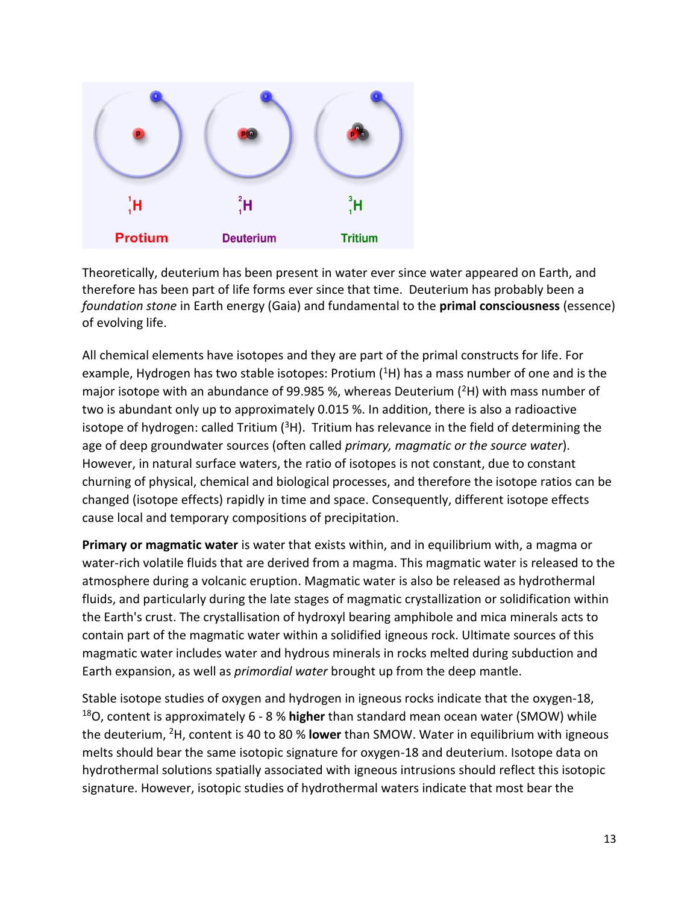Theoretically, deuterium has been present in water ever since water appeared on Earth, and therefore has been part of life forms ever since that time. Deuterium has probably been a *foundation stone* in Earth energy (Gaia) and fundamental to the **primal consciousness** (essence) of evolving life.

All chemical elements have isotopes and they are part of the primal constructs for life. For example, Hydrogen has two stable isotopes: Protium ($^1H$) has a mass number of one and is the major isotope with an abundance of 99.985 %, whereas Deuterium ($^2H$) with mass number of two is abundant only up to approximately 0.015 %. In addition, there is also a radioactive isotope of hydrogen: called Tritium ($^3H$). Tritium has relevance in the field of determining the age of deep groundwater sources (often called *primary, magmatic or the source water*). However, in natural surface waters, the ratio of isotopes is not constant, due to constant churning of physical, chemical and biological processes, and therefore the isotope ratios can be changed (isotope effects) rapidly in time and space. Consequently, different isotope effects cause local and temporary compositions of precipitation.

**Primary or magmatic water** is water that exists within, and in equilibrium with, a magma or water-rich volatile fluids that are derived from a magma. This magmatic water is released to the atmosphere during a volcanic eruption. Magmatic water is also be released as hydrothermal fluids, and particularly during the late stages of magmatic crystallization or solidification within the Earth's crust. The crystallisation of hydroxyl bearing amphibole and mica minerals acts to contain part of the magmatic water within a solidified igneous rock. Ultimate sources of this magmatic water includes water and hydrous minerals in rocks melted during subduction and Earth expansion, as well as *primordial water* brought up from the deep mantle.

Stable isotope studies of oxygen and hydrogen in igneous rocks indicate that the oxygen-18, $^{18}O$, content is approximately 6 - 8 % **higher** than standard mean ocean water (SMOW) while the deuterium, $^2H$, content is 40 to 80 % **lower** than SMOW. Water in equilibrium with igneous melts should bear the same isotopic signature for oxygen-18 and deuterium. Isotope data on hydrothermal solutions spatially associated with igneous intrusions should reflect this isotopic signature. However, isotopic studies of hydrothermal waters indicate that most bear the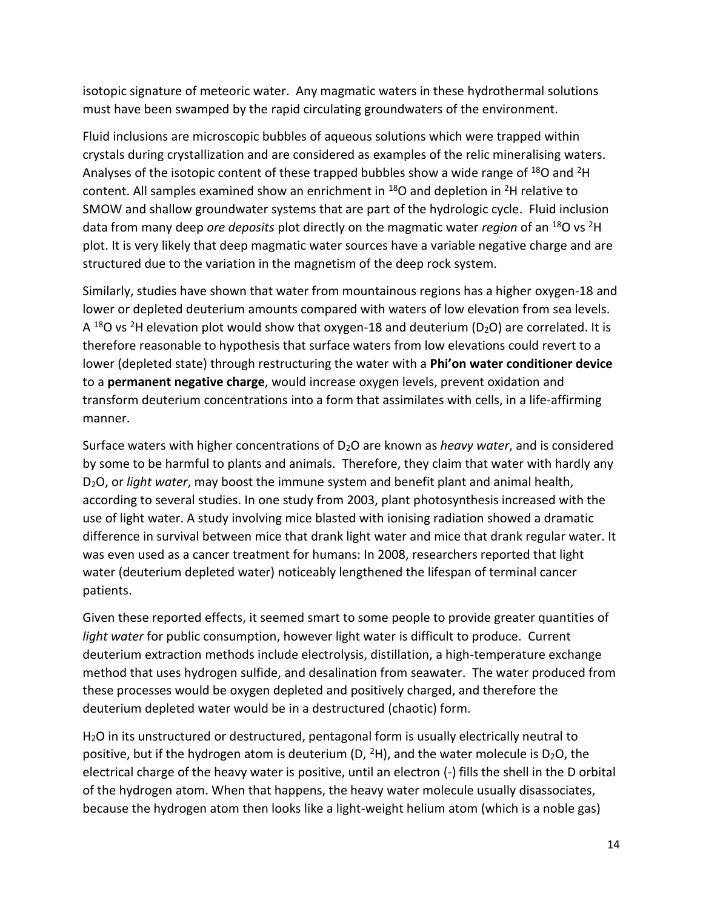isotopic signature of meteoric water. Any magmatic waters in these hydrothermal solutions must have been swamped by the rapid circulating groundwaters of the environment.

Fluid inclusions are microscopic bubbles of aqueous solutions which were trapped within crystals during crystallization and are considered as examples of the relic mineralising waters. Analyses of the isotopic content of these trapped bubbles show a wide range of $^{18}O$ and $^{2}H$ content. All samples examined show an enrichment in $^{18}O$ and depletion in $^{2}H$ relative to SMOW and shallow groundwater systems that are part of the hydrologic cycle. Fluid inclusion data from many deep *ore deposits* plot directly on the magmatic water *region* of an $^{18}O$ vs $^{2}H$ plot. It is very likely that deep magmatic water sources have a variable negative charge and are structured due to the variation in the magnetism of the deep rock system.

Similarly, studies have shown that water from mountainous regions has a higher oxygen-18 and lower or depleted deuterium amounts compared with waters of low elevation from sea levels. A $^{18}O$ vs $^{2}H$ elevation plot would show that oxygen-18 and deuterium ($D_2O$) are correlated. It is therefore reasonable to hypothesis that surface waters from low elevations could revert to a lower (depleted state) through restructuring the water with a **Phi'on water conditioner device** to a **permanent negative charge**, would increase oxygen levels, prevent oxidation and transform deuterium concentrations into a form that assimilates with cells, in a life-affirming manner.

Surface waters with higher concentrations of $D_2O$ are known as *heavy water*, and is considered by some to be harmful to plants and animals. Therefore, they claim that water with hardly any $D_2O$, or *light water*, may boost the immune system and benefit plant and animal health, according to several studies. In one study from 2003, plant photosynthesis increased with the use of light water. A study involving mice blasted with ionising radiation showed a dramatic difference in survival between mice that drank light water and mice that drank regular water. It was even used as a cancer treatment for humans: In 2008, researchers reported that light water (deuterium depleted water) noticeably lengthened the lifespan of terminal cancer patients.

Given these reported effects, it seemed smart to some people to provide greater quantities of *light water* for public consumption, however light water is difficult to produce. Current deuterium extraction methods include electrolysis, distillation, a high-temperature exchange method that uses hydrogen sulfide, and desalination from seawater. The water produced from these processes would be oxygen depleted and positively charged, and therefore the deuterium depleted water would be in a destructured (chaotic) form.

$H_2O$ in its unstructured or destructured, pentagonal form is usually electrically neutral to positive, but if the hydrogen atom is deuterium (D, $^{2}H$), and the water molecule is $D_2O$, the electrical charge of the heavy water is positive, until an electron (-) fills the shell in the D orbital of the hydrogen atom. When that happens, the heavy water molecule usually disassociates, because the hydrogen atom then looks like a light-weight helium atom (which is a noble gas)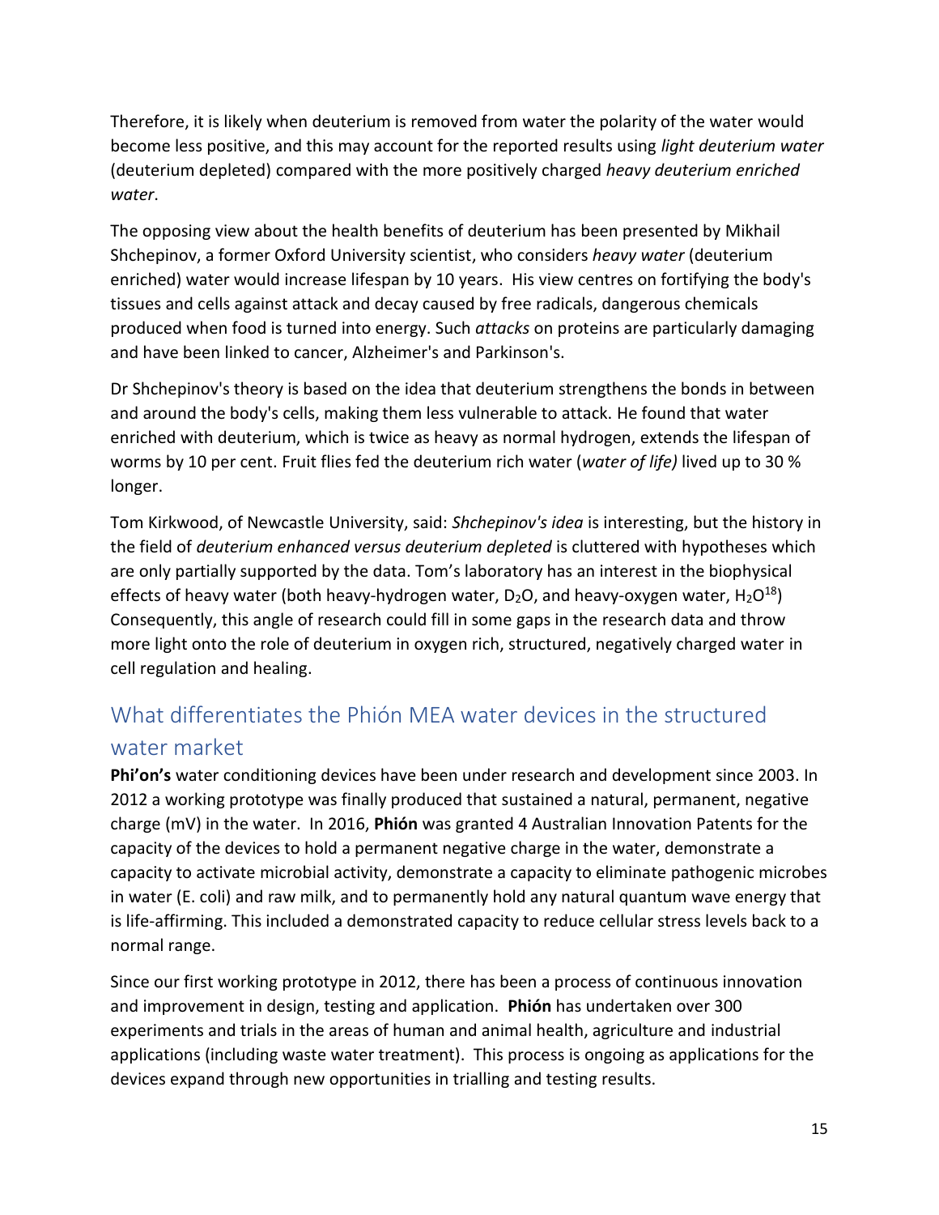Therefore, it is likely when deuterium is removed from water the polarity of the water would become less positive, and this may account for the reported results using *light deuterium water* (deuterium depleted) compared with the more positively charged *heavy deuterium enriched water*.

The opposing view about the health benefits of deuterium has been presented by Mikhail Shchepinov, a former Oxford University scientist, who considers *heavy water* (deuterium enriched) water would increase lifespan by 10 years. His view centres on fortifying the body's tissues and cells against attack and decay caused by free radicals, dangerous chemicals produced when food is turned into energy. Such *attacks* on proteins are particularly damaging and have been linked to cancer, Alzheimer's and Parkinson's.

Dr Shchepinov's theory is based on the idea that deuterium strengthens the bonds in between and around the body's cells, making them less vulnerable to attack. He found that water enriched with deuterium, which is twice as heavy as normal hydrogen, extends the lifespan of worms by 10 per cent. Fruit flies fed the deuterium rich water (*water of life)* lived up to 30 % longer.

Tom Kirkwood, of Newcastle University, said: *Shchepinov's idea* is interesting, but the history in the field of *deuterium enhanced versus deuterium depleted* is cluttered with hypotheses which are only partially supported by the data. Tom's laboratory has an interest in the biophysical effects of heavy water (both heavy-hydrogen water, $D_2O$, and heavy-oxygen water, $H_2O^{18}$) Consequently, this angle of research could fill in some gaps in the research data and throw more light onto the role of deuterium in oxygen rich, structured, negatively charged water in cell regulation and healing.

## What differentiates the Phión MEA water devices in the structured water market

**Phi'on's** water conditioning devices have been under research and development since 2003. In 2012 a working prototype was finally produced that sustained a natural, permanent, negative charge (mV) in the water. In 2016, **Phión** was granted 4 Australian Innovation Patents for the capacity of the devices to hold a permanent negative charge in the water, demonstrate a capacity to activate microbial activity, demonstrate a capacity to eliminate pathogenic microbes in water (E. coli) and raw milk, and to permanently hold any natural quantum wave energy that is life-affirming. This included a demonstrated capacity to reduce cellular stress levels back to a normal range.

Since our first working prototype in 2012, there has been a process of continuous innovation and improvement in design, testing and application. **Phión** has undertaken over 300 experiments and trials in the areas of human and animal health, agriculture and industrial applications (including waste water treatment). This process is ongoing as applications for the devices expand through new opportunities in trialling and testing results.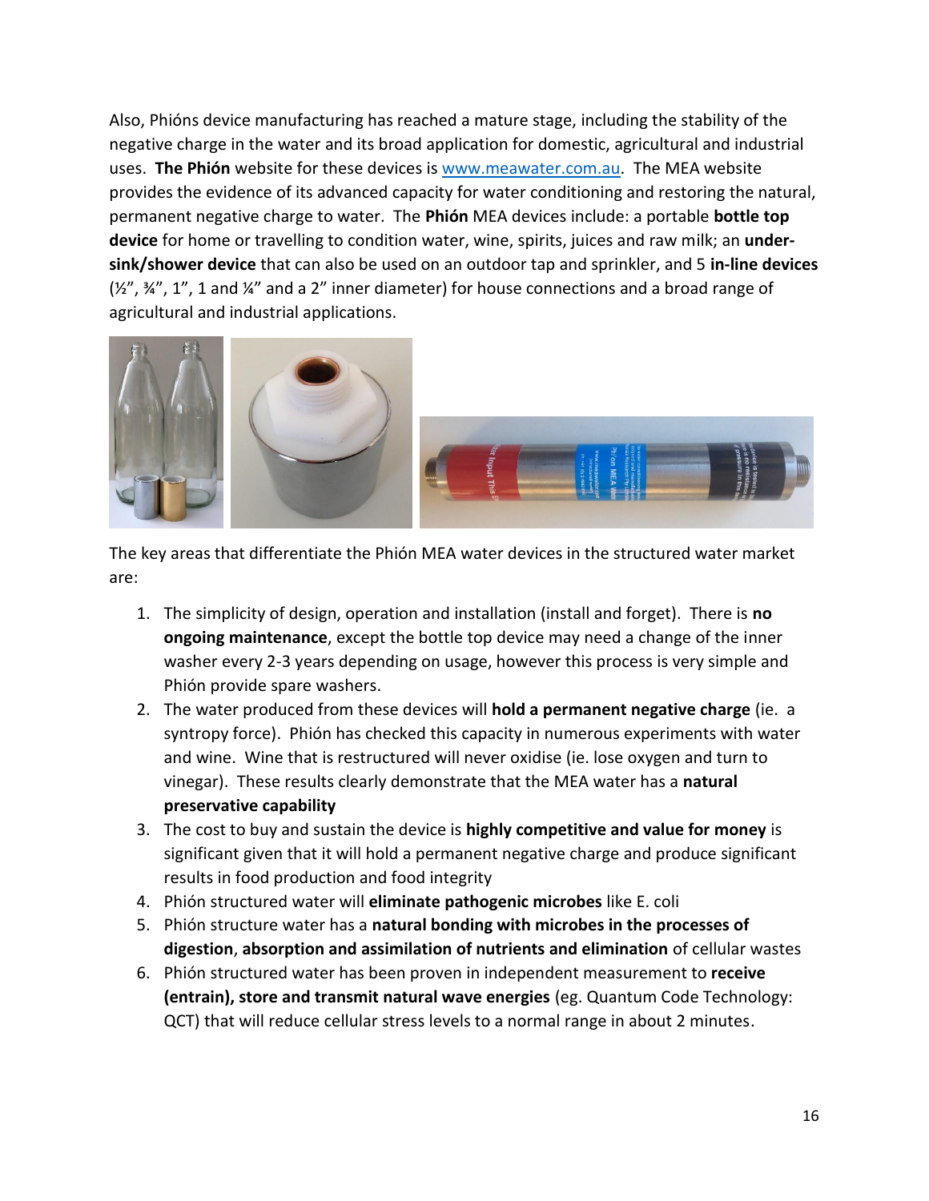Also, Phións device manufacturing has reached a mature stage, including the stability of the negative charge in the water and its broad application for domestic, agricultural and industrial uses. **The Phión** website for these devices is www.meawater.com.au. The MEA website provides the evidence of its advanced capacity for water conditioning and restoring the natural, permanent negative charge to water. The **Phión** MEA devices include: a portable **bottle top device** for home or travelling to condition water, wine, spirits, juices and raw milk; an **under-sink/shower device** that can also be used on an outdoor tap and sprinkler, and 5 **in-line devices** (½", ¾", 1", 1 and ¼" and a 2" inner diameter) for house connections and a broad range of agricultural and industrial applications.

The key areas that differentiate the Phión MEA water devices in the structured water market are:

1. The simplicity of design, operation and installation (install and forget). There is **no ongoing maintenance**, except the bottle top device may need a change of the inner washer every 2-3 years depending on usage, however this process is very simple and Phión provide spare washers.
2. The water produced from these devices will **hold a permanent negative charge** (ie. a syntropy force). Phión has checked this capacity in numerous experiments with water and wine. Wine that is restructured will never oxidise (ie. lose oxygen and turn to vinegar). These results clearly demonstrate that the MEA water has a **natural preservative capability**
3. The cost to buy and sustain the device is **highly competitive and value for money** is significant given that it will hold a permanent negative charge and produce significant results in food production and food integrity
4. Phión structured water will **eliminate pathogenic microbes** like E. coli
5. Phión structure water has a **natural bonding with microbes in the processes of digestion**, **absorption and assimilation of nutrients and elimination** of cellular wastes
6. Phión structured water has been proven in independent measurement to **receive (entrain), store and transmit natural wave energies** (eg. Quantum Code Technology: QCT) that will reduce cellular stress levels to a normal range in about 2 minutes.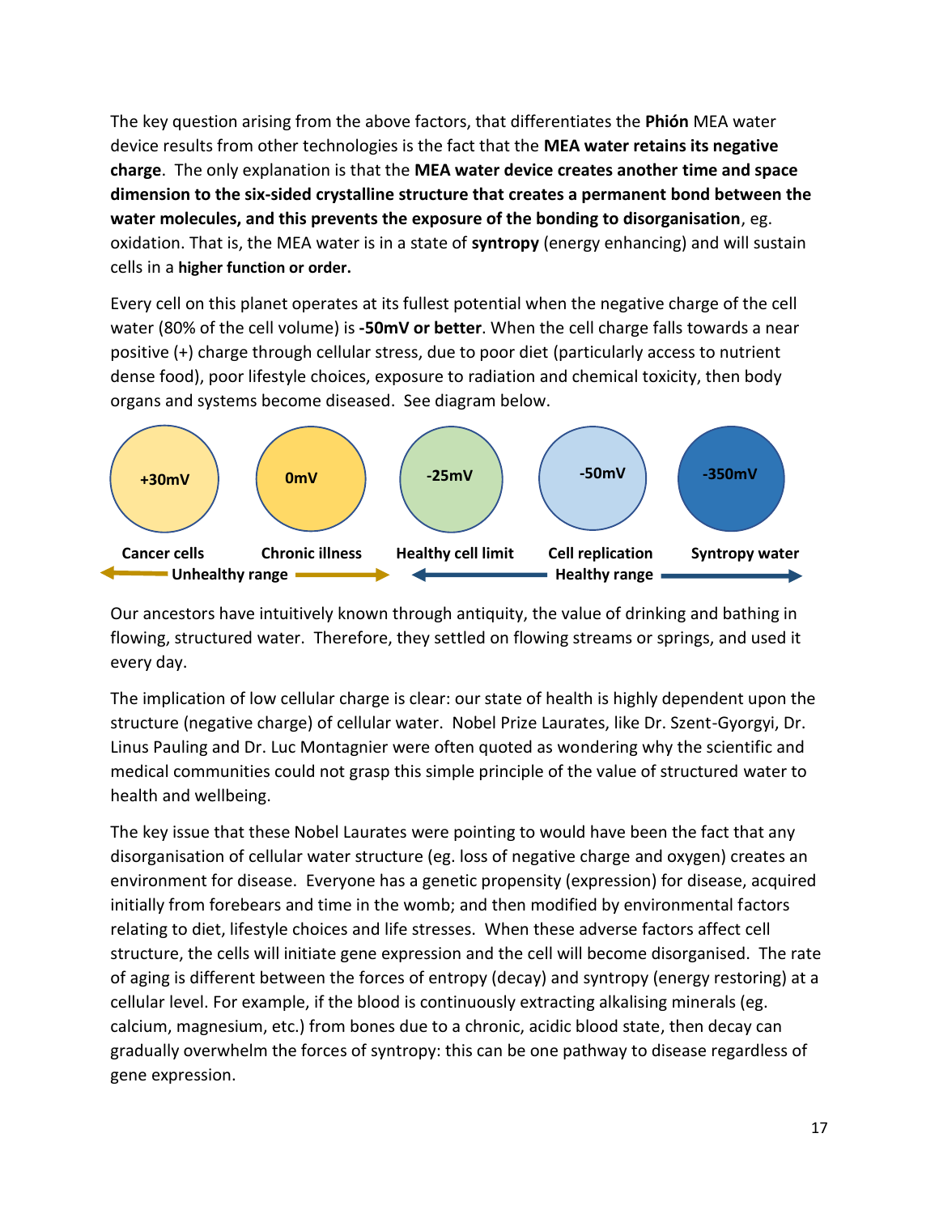The key question arising from the above factors, that differentiates the **Phión** MEA water device results from other technologies is the fact that the **MEA water retains its negative charge**. The only explanation is that the **MEA water device creates another time and space dimension to the six-sided crystalline structure that creates a permanent bond between the water molecules, and this prevents the exposure of the bonding to disorganisation**, eg. oxidation. That is, the MEA water is in a state of **syntropy** (energy enhancing) and will sustain cells in a **higher function or order.**

Every cell on this planet operates at its fullest potential when the negative charge of the cell water (80% of the cell volume) is **-50mV or better**. When the cell charge falls towards a near positive (+) charge through cellular stress, due to poor diet (particularly access to nutrient dense food), poor lifestyle choices, exposure to radiation and chemical toxicity, then body organs and systems become diseased. See diagram below.

| +30mV | 0mV | -25mV | -50mV | -350mV |
|---|---|---|---|---|
| Cancer cells | Chronic illness | Healthy cell limit | Cell replication | Syntropy water |

← Unhealthy range → ← Healthy range →

Our ancestors have intuitively known through antiquity, the value of drinking and bathing in flowing, structured water. Therefore, they settled on flowing streams or springs, and used it every day.

The implication of low cellular charge is clear: our state of health is highly dependent upon the structure (negative charge) of cellular water. Nobel Prize Laurates, like Dr. Szent-Gyorgyi, Dr. Linus Pauling and Dr. Luc Montagnier were often quoted as wondering why the scientific and medical communities could not grasp this simple principle of the value of structured water to health and wellbeing.

The key issue that these Nobel Laurates were pointing to would have been the fact that any disorganisation of cellular water structure (eg. loss of negative charge and oxygen) creates an environment for disease. Everyone has a genetic propensity (expression) for disease, acquired initially from forebears and time in the womb; and then modified by environmental factors relating to diet, lifestyle choices and life stresses. When these adverse factors affect cell structure, the cells will initiate gene expression and the cell will become disorganised. The rate of aging is different between the forces of entropy (decay) and syntropy (energy restoring) at a cellular level. For example, if the blood is continuously extracting alkalising minerals (eg. calcium, magnesium, etc.) from bones due to a chronic, acidic blood state, then decay can gradually overwhelm the forces of syntropy: this can be one pathway to disease regardless of gene expression.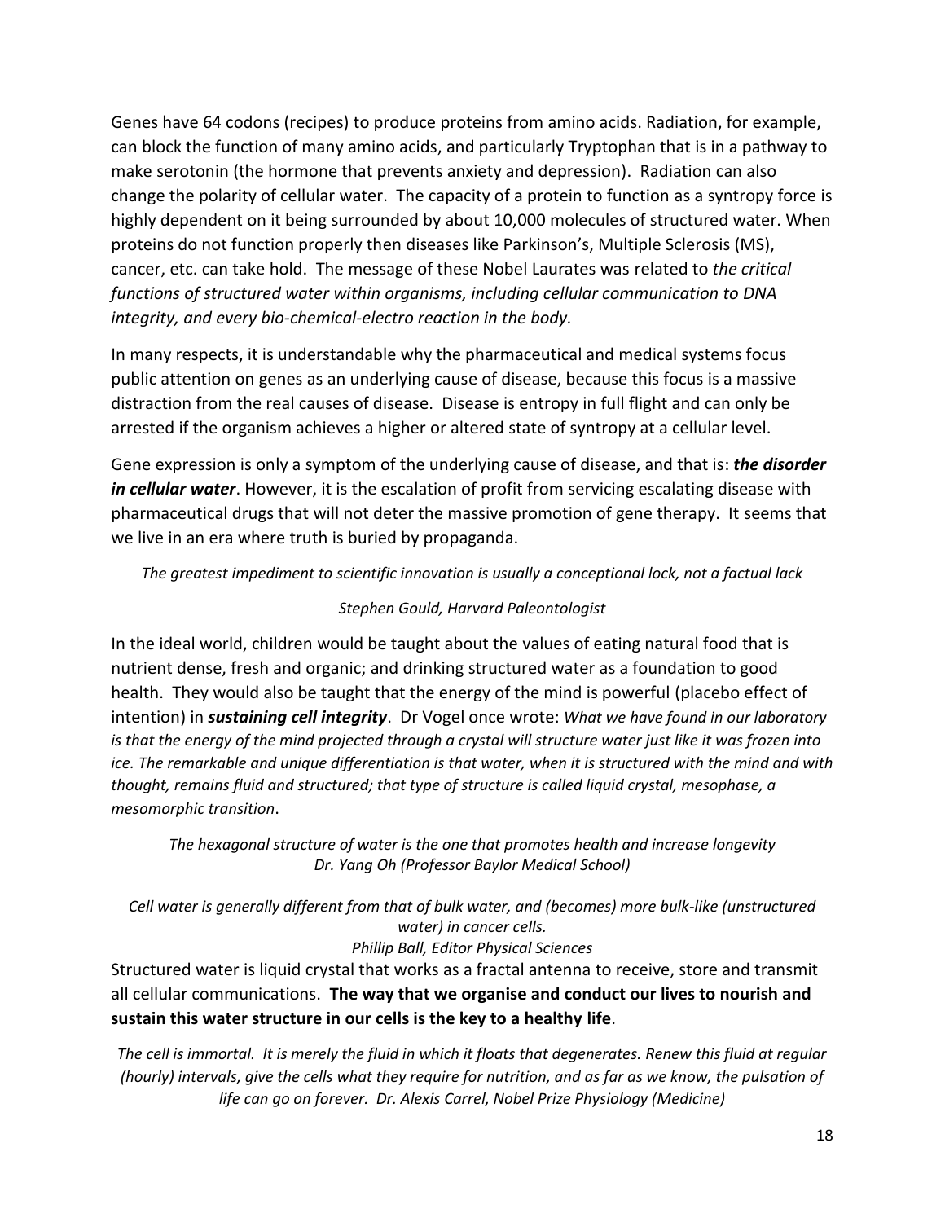Genes have 64 codons (recipes) to produce proteins from amino acids. Radiation, for example, can block the function of many amino acids, and particularly Tryptophan that is in a pathway to make serotonin (the hormone that prevents anxiety and depression). Radiation can also change the polarity of cellular water. The capacity of a protein to function as a syntropy force is highly dependent on it being surrounded by about 10,000 molecules of structured water. When proteins do not function properly then diseases like Parkinson's, Multiple Sclerosis (MS), cancer, etc. can take hold. The message of these Nobel Laurates was related to *the critical functions of structured water within organisms, including cellular communication to DNA integrity, and every bio-chemical-electro reaction in the body.*

In many respects, it is understandable why the pharmaceutical and medical systems focus public attention on genes as an underlying cause of disease, because this focus is a massive distraction from the real causes of disease. Disease is entropy in full flight and can only be arrested if the organism achieves a higher or altered state of syntropy at a cellular level.

Gene expression is only a symptom of the underlying cause of disease, and that is: ***the disorder in cellular water***. However, it is the escalation of profit from servicing escalating disease with pharmaceutical drugs that will not deter the massive promotion of gene therapy. It seems that we live in an era where truth is buried by propaganda.

*The greatest impediment to scientific innovation is usually a conceptional lock, not a factual lack*

*Stephen Gould, Harvard Paleontologist*

In the ideal world, children would be taught about the values of eating natural food that is nutrient dense, fresh and organic; and drinking structured water as a foundation to good health. They would also be taught that the energy of the mind is powerful (placebo effect of intention) in ***sustaining cell integrity***. Dr Vogel once wrote: *What we have found in our laboratory is that the energy of the mind projected through a crystal will structure water just like it was frozen into ice. The remarkable and unique differentiation is that water, when it is structured with the mind and with thought, remains fluid and structured; that type of structure is called liquid crystal, mesophase, a mesomorphic transition*.

*The hexagonal structure of water is the one that promotes health and increase longevity*
*Dr. Yang Oh (Professor Baylor Medical School)*

*Cell water is generally different from that of bulk water, and (becomes) more bulk-like (unstructured water) in cancer cells.*
*Phillip Ball, Editor Physical Sciences*

Structured water is liquid crystal that works as a fractal antenna to receive, store and transmit all cellular communications. **The way that we organise and conduct our lives to nourish and sustain this water structure in our cells is the key to a healthy life**.

*The cell is immortal. It is merely the fluid in which it floats that degenerates. Renew this fluid at regular (hourly) intervals, give the cells what they require for nutrition, and as far as we know, the pulsation of life can go on forever. Dr. Alexis Carrel, Nobel Prize Physiology (Medicine)*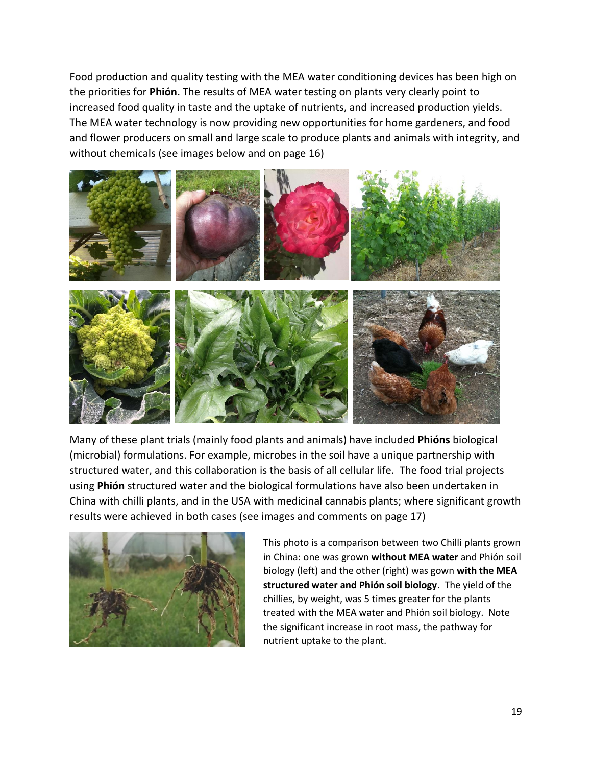Food production and quality testing with the MEA water conditioning devices has been high on the priorities for **Phión**. The results of MEA water testing on plants very clearly point to increased food quality in taste and the uptake of nutrients, and increased production yields. The MEA water technology is now providing new opportunities for home gardeners, and food and flower producers on small and large scale to produce plants and animals with integrity, and without chemicals (see images below and on page 16)

Many of these plant trials (mainly food plants and animals) have included **Phións** biological (microbial) formulations. For example, microbes in the soil have a unique partnership with structured water, and this collaboration is the basis of all cellular life. The food trial projects using **Phión** structured water and the biological formulations have also been undertaken in China with chilli plants, and in the USA with medicinal cannabis plants; where significant growth results were achieved in both cases (see images and comments on page 17)

This photo is a comparison between two Chilli plants grown in China: one was grown **without MEA water** and Phión soil biology (left) and the other (right) was gown **with the MEA structured water and Phión soil biology**. The yield of the chillies, by weight, was 5 times greater for the plants treated with the MEA water and Phión soil biology. Note the significant increase in root mass, the pathway for nutrient uptake to the plant.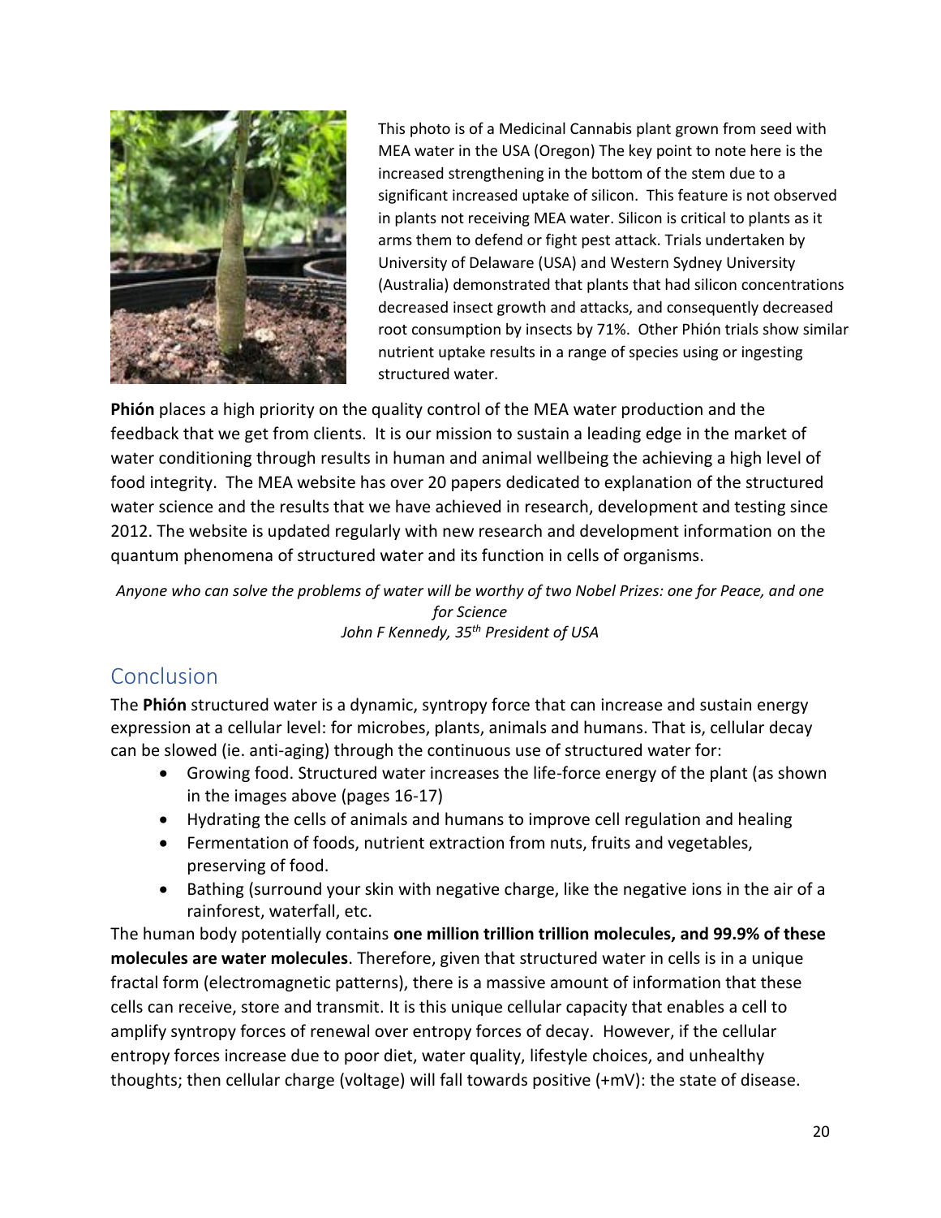This photo is of a Medicinal Cannabis plant grown from seed with MEA water in the USA (Oregon) The key point to note here is the increased strengthening in the bottom of the stem due to a significant increased uptake of silicon. This feature is not observed in plants not receiving MEA water. Silicon is critical to plants as it arms them to defend or fight pest attack. Trials undertaken by University of Delaware (USA) and Western Sydney University (Australia) demonstrated that plants that had silicon concentrations decreased insect growth and attacks, and consequently decreased root consumption by insects by 71%. Other Phión trials show similar nutrient uptake results in a range of species using or ingesting structured water.

**Phión** places a high priority on the quality control of the MEA water production and the feedback that we get from clients. It is our mission to sustain a leading edge in the market of water conditioning through results in human and animal wellbeing the achieving a high level of food integrity. The MEA website has over 20 papers dedicated to explanation of the structured water science and the results that we have achieved in research, development and testing since 2012. The website is updated regularly with new research and development information on the quantum phenomena of structured water and its function in cells of organisms.

*Anyone who can solve the problems of water will be worthy of two Nobel Prizes: one for Peace, and one for Science*
*John F Kennedy, 35th President of USA*

## Conclusion

The **Phión** structured water is a dynamic, syntropy force that can increase and sustain energy expression at a cellular level: for microbes, plants, animals and humans. That is, cellular decay can be slowed (ie. anti-aging) through the continuous use of structured water for:

- Growing food. Structured water increases the life-force energy of the plant (as shown in the images above (pages 16-17)
- Hydrating the cells of animals and humans to improve cell regulation and healing
- Fermentation of foods, nutrient extraction from nuts, fruits and vegetables, preserving of food.
- Bathing (surround your skin with negative charge, like the negative ions in the air of a rainforest, waterfall, etc.

The human body potentially contains **one million trillion trillion molecules, and 99.9% of these molecules are water molecules**. Therefore, given that structured water in cells is in a unique fractal form (electromagnetic patterns), there is a massive amount of information that these cells can receive, store and transmit. It is this unique cellular capacity that enables a cell to amplify syntropy forces of renewal over entropy forces of decay. However, if the cellular entropy forces increase due to poor diet, water quality, lifestyle choices, and unhealthy thoughts; then cellular charge (voltage) will fall towards positive (+mV): the state of disease.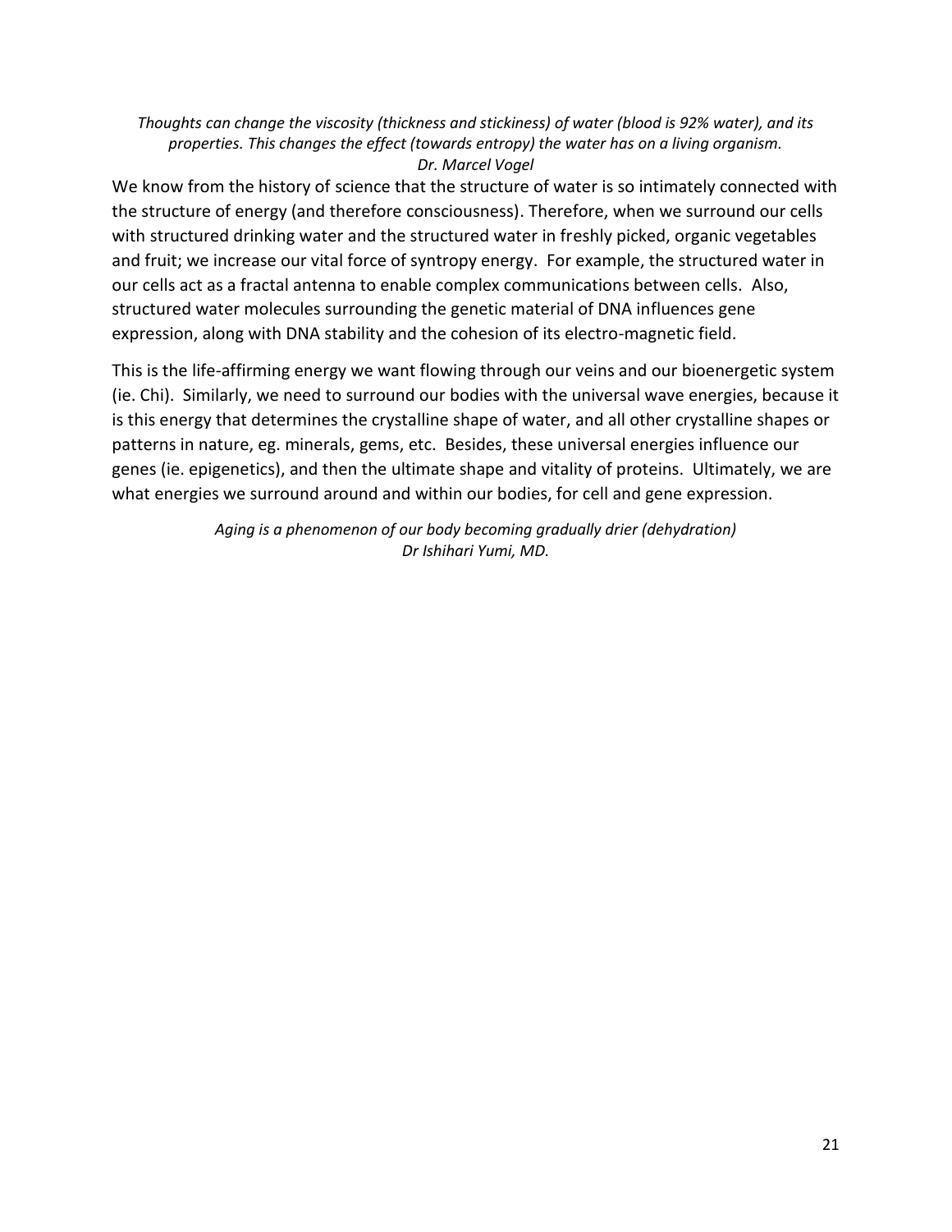*Thoughts can change the viscosity (thickness and stickiness) of water (blood is 92% water), and its properties. This changes the effect (towards entropy) the water has on a living organism.*
*Dr. Marcel Vogel*

We know from the history of science that the structure of water is so intimately connected with the structure of energy (and therefore consciousness). Therefore, when we surround our cells with structured drinking water and the structured water in freshly picked, organic vegetables and fruit; we increase our vital force of syntropy energy. For example, the structured water in our cells act as a fractal antenna to enable complex communications between cells. Also, structured water molecules surrounding the genetic material of DNA influences gene expression, along with DNA stability and the cohesion of its electro-magnetic field.

This is the life-affirming energy we want flowing through our veins and our bioenergetic system (ie. Chi). Similarly, we need to surround our bodies with the universal wave energies, because it is this energy that determines the crystalline shape of water, and all other crystalline shapes or patterns in nature, eg. minerals, gems, etc. Besides, these universal energies influence our genes (ie. epigenetics), and then the ultimate shape and vitality of proteins. Ultimately, we are what energies we surround around and within our bodies, for cell and gene expression.

*Aging is a phenomenon of our body becoming gradually drier (dehydration)*
*Dr Ishihari Yumi, MD.*